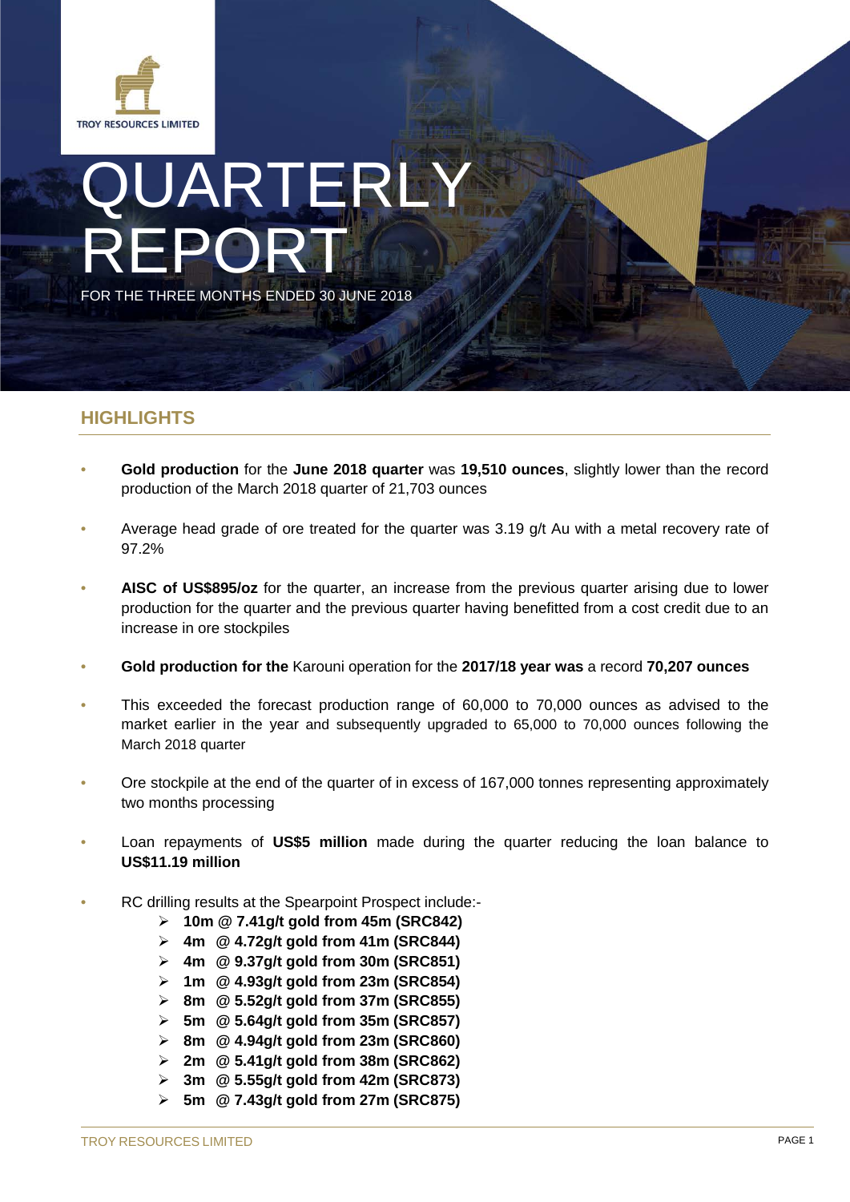TROY RESOURCES LIMITED

# QUARTERLY REPORT

FOR THE THREE MONTHS ENDED 30 JUNE 2018

## HIGHLIGHTS

- **Gold production** for the **June 2018 quarter** was **19,510 ounces**, slightly lower than the record production of the March 2018 quarter of 21,703 ounces
- Average head grade of ore treated for the quarter was 3.19 g/t Au with a metal recovery rate of 97.2%
- **AISC of US$895/oz** for the quarter, an increase from the previous quarter arising due to lower production for the quarter and the previous quarter having benefitted from a cost credit due to an increase in ore stockpiles
- **Gold production for the** Karouni operation for the **2017/18 year was** a record **70,207 ounces**
- This exceeded the forecast production range of 60,000 to 70,000 ounces as advised to the market earlier in the year and subsequently upgraded to 65,000 to 70,000 ounces following the March 2018 quarter
- Ore stockpile at the end of the quarter of in excess of 167,000 tonnes representing approximately two months processing
- Loan repayments of **US$5 million** made during the quarter reducing the loan balance to **US$11.19 million**
- RC drilling results at the Spearpoint Prospect include:-
  - **10m @ 7.41g/t gold from 45m (SRC842)**
  - **4m @ 4.72g/t gold from 41m (SRC844)**
  - **4m @ 9.37g/t gold from 30m (SRC851)**
  - **1m @ 4.93g/t gold from 23m (SRC854)**
  - **8m @ 5.52g/t gold from 37m (SRC855)**
  - **5m @ 5.64g/t gold from 35m (SRC857)**
  - **8m @ 4.94g/t gold from 23m (SRC860)**
  - **2m @ 5.41g/t gold from 38m (SRC862)**
  - **3m @ 5.55g/t gold from 42m (SRC873)**
  - **5m @ 7.43g/t gold from 27m (SRC875)**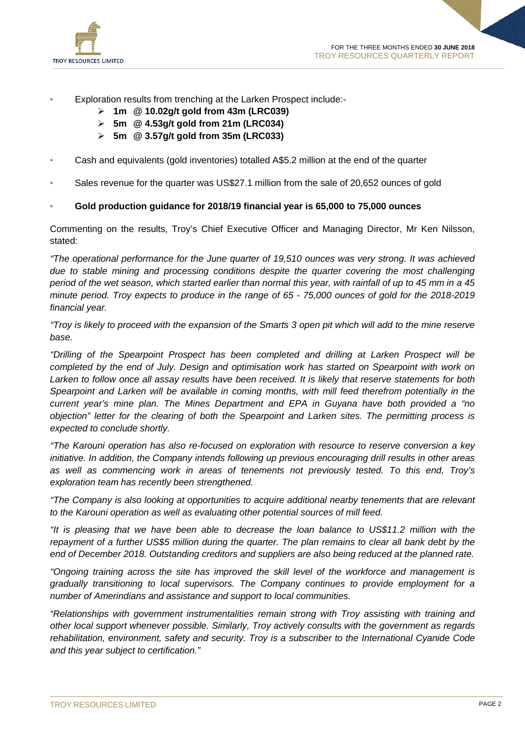- Exploration results from trenching at the Larken Prospect include:-
  - **1m @ 10.02g/t gold from 43m (LRC039)**
  - **5m @ 4.53g/t gold from 21m (LRC034)**
  - **5m @ 3.57g/t gold from 35m (LRC033)**
- Cash and equivalents (gold inventories) totalled A$5.2 million at the end of the quarter
- Sales revenue for the quarter was US$27.1 million from the sale of 20,652 ounces of gold
- **Gold production guidance for 2018/19 financial year is 65,000 to 75,000 ounces**

Commenting on the results, Troy's Chief Executive Officer and Managing Director, Mr Ken Nilsson, stated:

*"The operational performance for the June quarter of 19,510 ounces was very strong. It was achieved due to stable mining and processing conditions despite the quarter covering the most challenging period of the wet season, which started earlier than normal this year, with rainfall of up to 45 mm in a 45 minute period. Troy expects to produce in the range of 65 - 75,000 ounces of gold for the 2018-2019 financial year.*

*"Troy is likely to proceed with the expansion of the Smarts 3 open pit which will add to the mine reserve base.*

*"Drilling of the Spearpoint Prospect has been completed and drilling at Larken Prospect will be completed by the end of July. Design and optimisation work has started on Spearpoint with work on Larken to follow once all assay results have been received. It is likely that reserve statements for both Spearpoint and Larken will be available in coming months, with mill feed therefrom potentially in the current year's mine plan. The Mines Department and EPA in Guyana have both provided a "no objection" letter for the clearing of both the Spearpoint and Larken sites. The permitting process is expected to conclude shortly.*

*"The Karouni operation has also re-focused on exploration with resource to reserve conversion a key initiative. In addition, the Company intends following up previous encouraging drill results in other areas as well as commencing work in areas of tenements not previously tested. To this end, Troy's exploration team has recently been strengthened.*

*"The Company is also looking at opportunities to acquire additional nearby tenements that are relevant to the Karouni operation as well as evaluating other potential sources of mill feed.*

*"It is pleasing that we have been able to decrease the loan balance to US$11.2 million with the repayment of a further US$5 million during the quarter. The plan remains to clear all bank debt by the end of December 2018. Outstanding creditors and suppliers are also being reduced at the planned rate.*

*"Ongoing training across the site has improved the skill level of the workforce and management is gradually transitioning to local supervisors. The Company continues to provide employment for a number of Amerindians and assistance and support to local communities.*

*"Relationships with government instrumentalities remain strong with Troy assisting with training and other local support whenever possible. Similarly, Troy actively consults with the government as regards rehabilitation, environment, safety and security. Troy is a subscriber to the International Cyanide Code and this year subject to certification."*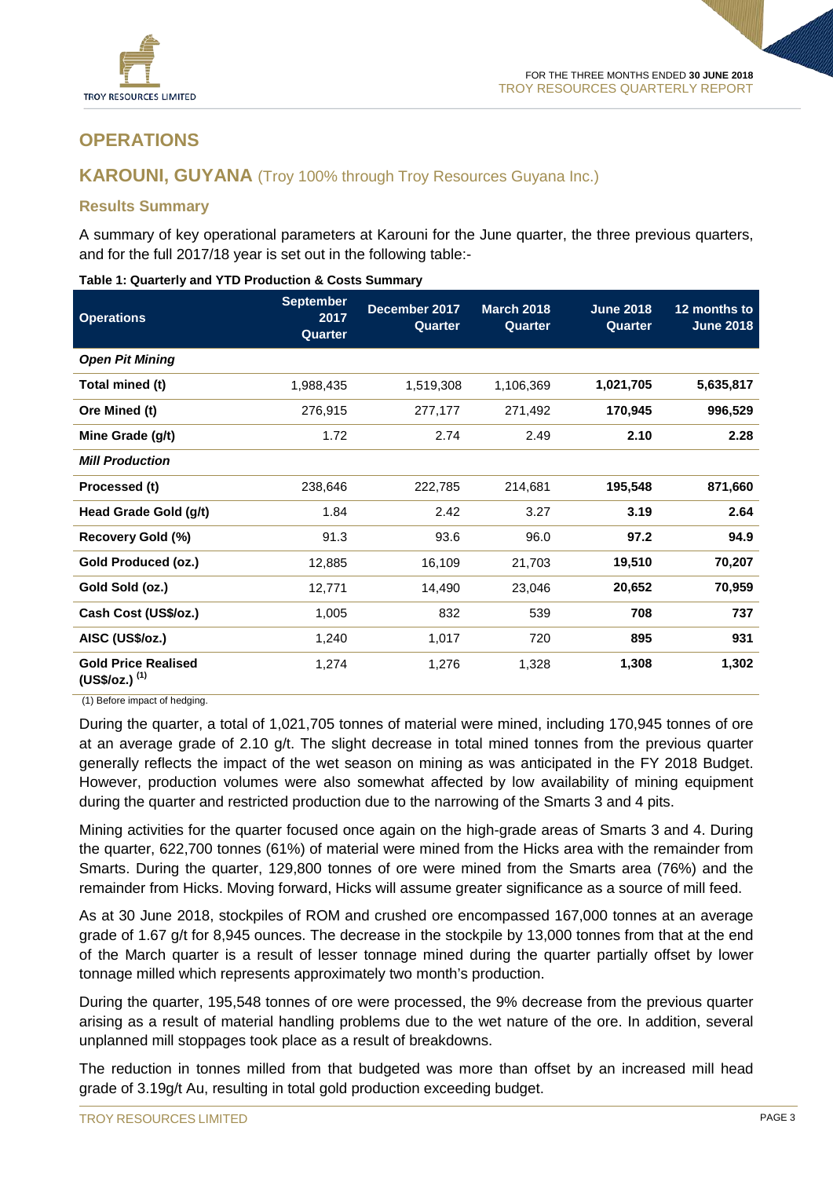# OPERATIONS

## KAROUNI, GUYANA (Troy 100% through Troy Resources Guyana Inc.)

### Results Summary

A summary of key operational parameters at Karouni for the June quarter, the three previous quarters, and for the full 2017/18 year is set out in the following table:-

**Table 1: Quarterly and YTD Production & Costs Summary**

| Operations | September 2017 Quarter | December 2017 Quarter | March 2018 Quarter | June 2018 Quarter | 12 months to June 2018 |
|---|---|---|---|---|---|
| ***Open Pit Mining*** | | | | | |
| **Total mined (t)** | 1,988,435 | 1,519,308 | 1,106,369 | **1,021,705** | **5,635,817** |
| **Ore Mined (t)** | 276,915 | 277,177 | 271,492 | **170,945** | **996,529** |
| **Mine Grade (g/t)** | 1.72 | 2.74 | 2.49 | **2.10** | **2.28** |
| ***Mill Production*** | | | | | |
| **Processed (t)** | 238,646 | 222,785 | 214,681 | **195,548** | **871,660** |
| **Head Grade Gold (g/t)** | 1.84 | 2.42 | 3.27 | **3.19** | **2.64** |
| **Recovery Gold (%)** | 91.3 | 93.6 | 96.0 | **97.2** | **94.9** |
| **Gold Produced (oz.)** | 12,885 | 16,109 | 21,703 | **19,510** | **70,207** |
| **Gold Sold (oz.)** | 12,771 | 14,490 | 23,046 | **20,652** | **70,959** |
| **Cash Cost (US$/oz.)** | 1,005 | 832 | 539 | **708** | **737** |
| **AISC (US$/oz.)** | 1,240 | 1,017 | 720 | **895** | **931** |
| **Gold Price Realised (US$/oz.) (1)** | 1,274 | 1,276 | 1,328 | **1,308** | **1,302** |

(1) Before impact of hedging.

During the quarter, a total of 1,021,705 tonnes of material were mined, including 170,945 tonnes of ore at an average grade of 2.10 g/t. The slight decrease in total mined tonnes from the previous quarter generally reflects the impact of the wet season on mining as was anticipated in the FY 2018 Budget. However, production volumes were also somewhat affected by low availability of mining equipment during the quarter and restricted production due to the narrowing of the Smarts 3 and 4 pits.

Mining activities for the quarter focused once again on the high-grade areas of Smarts 3 and 4. During the quarter, 622,700 tonnes (61%) of material were mined from the Hicks area with the remainder from Smarts. During the quarter, 129,800 tonnes of ore were mined from the Smarts area (76%) and the remainder from Hicks. Moving forward, Hicks will assume greater significance as a source of mill feed.

As at 30 June 2018, stockpiles of ROM and crushed ore encompassed 167,000 tonnes at an average grade of 1.67 g/t for 8,945 ounces. The decrease in the stockpile by 13,000 tonnes from that at the end of the March quarter is a result of lesser tonnage mined during the quarter partially offset by lower tonnage milled which represents approximately two month's production.

During the quarter, 195,548 tonnes of ore were processed, the 9% decrease from the previous quarter arising as a result of material handling problems due to the wet nature of the ore. In addition, several unplanned mill stoppages took place as a result of breakdowns.

The reduction in tonnes milled from that budgeted was more than offset by an increased mill head grade of 3.19g/t Au, resulting in total gold production exceeding budget.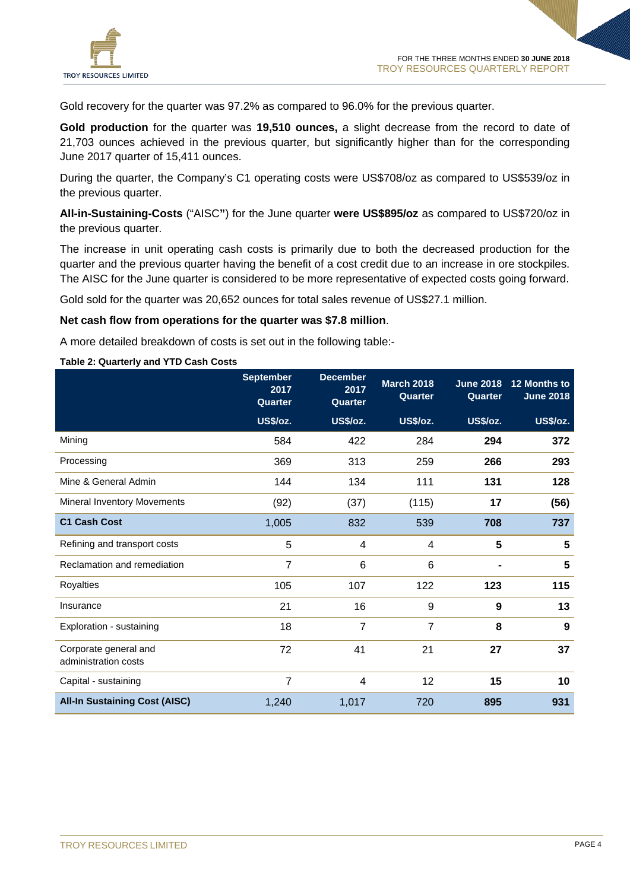Gold recovery for the quarter was 97.2% as compared to 96.0% for the previous quarter.

**Gold production** for the quarter was **19,510 ounces,** a slight decrease from the record to date of 21,703 ounces achieved in the previous quarter, but significantly higher than for the corresponding June 2017 quarter of 15,411 ounces.

During the quarter, the Company's C1 operating costs were US$708/oz as compared to US$539/oz in the previous quarter.

**All-in-Sustaining-Costs** ("AISC**"**) for the June quarter **were US$895/oz** as compared to US$720/oz in the previous quarter.

The increase in unit operating cash costs is primarily due to both the decreased production for the quarter and the previous quarter having the benefit of a cost credit due to an increase in ore stockpiles. The AISC for the June quarter is considered to be more representative of expected costs going forward.

Gold sold for the quarter was 20,652 ounces for total sales revenue of US$27.1 million.

**Net cash flow from operations for the quarter was $7.8 million**.

A more detailed breakdown of costs is set out in the following table:-

**Table 2: Quarterly and YTD Cash Costs**

| | September 2017 Quarter | December 2017 Quarter | March 2018 Quarter | June 2018 Quarter | 12 Months to June 2018 |
|---|---|---|---|---|---|
| | US$/oz. | US$/oz. | US$/oz. | US$/oz. | US$/oz. |
| Mining | 584 | 422 | 284 | **294** | **372** |
| Processing | 369 | 313 | 259 | **266** | **293** |
| Mine & General Admin | 144 | 134 | 111 | **131** | **128** |
| Mineral Inventory Movements | (92) | (37) | (115) | **17** | **(56)** |
| **C1 Cash Cost** | 1,005 | 832 | 539 | **708** | **737** |
| Refining and transport costs | 5 | 4 | 4 | **5** | **5** |
| Reclamation and remediation | 7 | 6 | 6 | **-** | **5** |
| Royalties | 105 | 107 | 122 | **123** | **115** |
| Insurance | 21 | 16 | 9 | **9** | **13** |
| Exploration - sustaining | 18 | 7 | 7 | **8** | **9** |
| Corporate general and administration costs | 72 | 41 | 21 | **27** | **37** |
| Capital - sustaining | 7 | 4 | 12 | **15** | **10** |
| **All-In Sustaining Cost (AISC)** | 1,240 | 1,017 | 720 | **895** | **931** |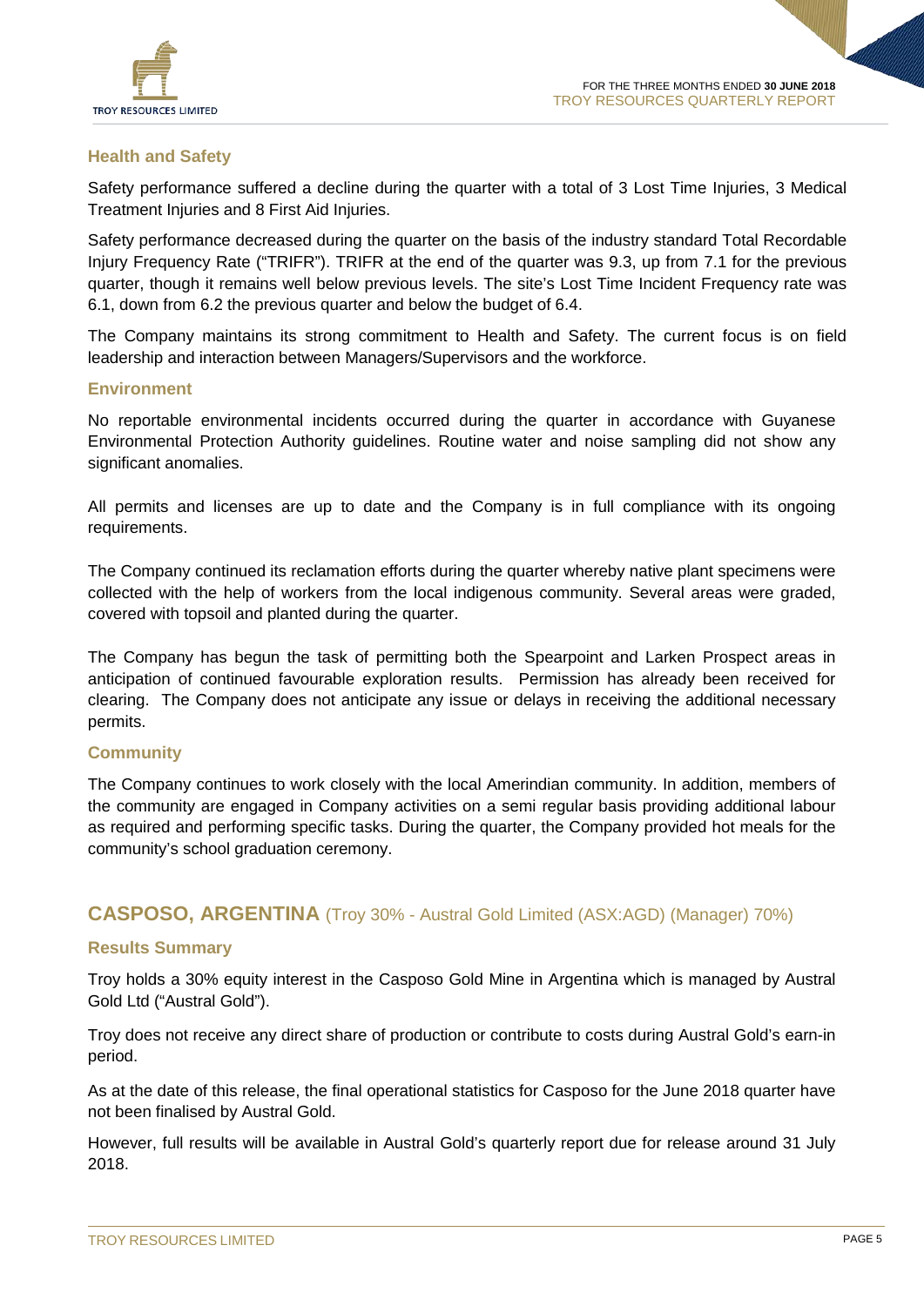### Health and Safety

Safety performance suffered a decline during the quarter with a total of 3 Lost Time Injuries, 3 Medical Treatment Injuries and 8 First Aid Injuries.

Safety performance decreased during the quarter on the basis of the industry standard Total Recordable Injury Frequency Rate ("TRIFR"). TRIFR at the end of the quarter was 9.3, up from 7.1 for the previous quarter, though it remains well below previous levels. The site's Lost Time Incident Frequency rate was 6.1, down from 6.2 the previous quarter and below the budget of 6.4.

The Company maintains its strong commitment to Health and Safety. The current focus is on field leadership and interaction between Managers/Supervisors and the workforce.

### Environment

No reportable environmental incidents occurred during the quarter in accordance with Guyanese Environmental Protection Authority guidelines. Routine water and noise sampling did not show any significant anomalies.

All permits and licenses are up to date and the Company is in full compliance with its ongoing requirements.

The Company continued its reclamation efforts during the quarter whereby native plant specimens were collected with the help of workers from the local indigenous community. Several areas were graded, covered with topsoil and planted during the quarter.

The Company has begun the task of permitting both the Spearpoint and Larken Prospect areas in anticipation of continued favourable exploration results. Permission has already been received for clearing. The Company does not anticipate any issue or delays in receiving the additional necessary permits.

### Community

The Company continues to work closely with the local Amerindian community. In addition, members of the community are engaged in Company activities on a semi regular basis providing additional labour as required and performing specific tasks. During the quarter, the Company provided hot meals for the community's school graduation ceremony.

## CASPOSO, ARGENTINA (Troy 30% - Austral Gold Limited (ASX:AGD) (Manager) 70%)

### Results Summary

Troy holds a 30% equity interest in the Casposo Gold Mine in Argentina which is managed by Austral Gold Ltd ("Austral Gold").

Troy does not receive any direct share of production or contribute to costs during Austral Gold's earn-in period.

As at the date of this release, the final operational statistics for Casposo for the June 2018 quarter have not been finalised by Austral Gold.

However, full results will be available in Austral Gold's quarterly report due for release around 31 July 2018.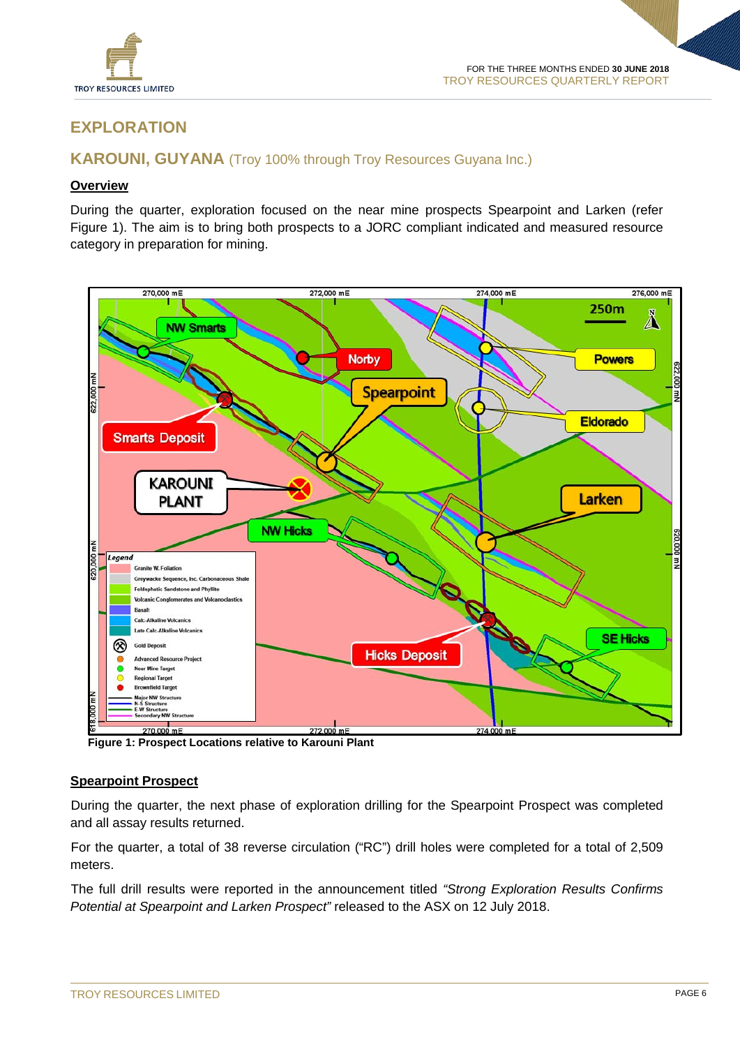# EXPLORATION

## KAROUNI, GUYANA (Troy 100% through Troy Resources Guyana Inc.)

### Overview

During the quarter, exploration focused on the near mine prospects Spearpoint and Larken (refer Figure 1). The aim is to bring both prospects to a JORC compliant indicated and measured resource category in preparation for mining.

**Figure 1: Prospect Locations relative to Karouni Plant**

### Spearpoint Prospect

During the quarter, the next phase of exploration drilling for the Spearpoint Prospect was completed and all assay results returned.

For the quarter, a total of 38 reverse circulation ("RC") drill holes were completed for a total of 2,509 meters.

The full drill results were reported in the announcement titled *"Strong Exploration Results Confirms Potential at Spearpoint and Larken Prospect"* released to the ASX on 12 July 2018.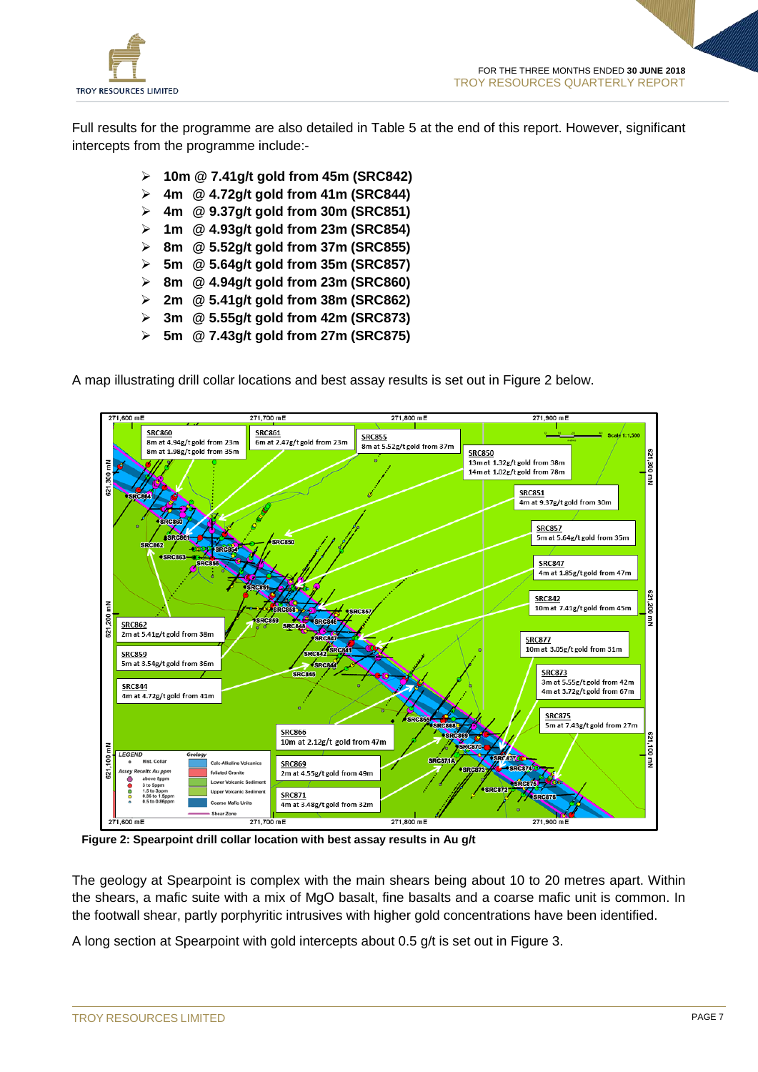Full results for the programme are also detailed in Table 5 at the end of this report. However, significant intercepts from the programme include:-

- **10m @ 7.41g/t gold from 45m (SRC842)**
- **4m @ 4.72g/t gold from 41m (SRC844)**
- **4m @ 9.37g/t gold from 30m (SRC851)**
- **1m @ 4.93g/t gold from 23m (SRC854)**
- **8m @ 5.52g/t gold from 37m (SRC855)**
- **5m @ 5.64g/t gold from 35m (SRC857)**
- **8m @ 4.94g/t gold from 23m (SRC860)**
- **2m @ 5.41g/t gold from 38m (SRC862)**
- **3m @ 5.55g/t gold from 42m (SRC873)**
- **5m @ 7.43g/t gold from 27m (SRC875)**

A map illustrating drill collar locations and best assay results is set out in Figure 2 below.

**Figure 2: Spearpoint drill collar location with best assay results in Au g/t**

The geology at Spearpoint is complex with the main shears being about 10 to 20 metres apart. Within the shears, a mafic suite with a mix of MgO basalt, fine basalts and a coarse mafic unit is common. In the footwall shear, partly porphyritic intrusives with higher gold concentrations have been identified.

A long section at Spearpoint with gold intercepts about 0.5 g/t is set out in Figure 3.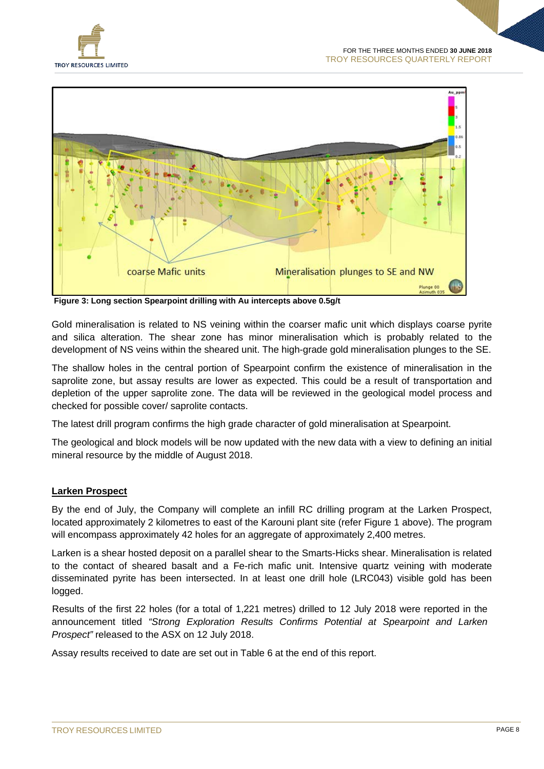**Figure 3: Long section Spearpoint drilling with Au intercepts above 0.5g/t**

Gold mineralisation is related to NS veining within the coarser mafic unit which displays coarse pyrite and silica alteration. The shear zone has minor mineralisation which is probably related to the development of NS veins within the sheared unit. The high-grade gold mineralisation plunges to the SE.

The shallow holes in the central portion of Spearpoint confirm the existence of mineralisation in the saprolite zone, but assay results are lower as expected. This could be a result of transportation and depletion of the upper saprolite zone. The data will be reviewed in the geological model process and checked for possible cover/ saprolite contacts.

The latest drill program confirms the high grade character of gold mineralisation at Spearpoint.

The geological and block models will be now updated with the new data with a view to defining an initial mineral resource by the middle of August 2018.

## Larken Prospect

By the end of July, the Company will complete an infill RC drilling program at the Larken Prospect, located approximately 2 kilometres to east of the Karouni plant site (refer Figure 1 above). The program will encompass approximately 42 holes for an aggregate of approximately 2,400 metres.

Larken is a shear hosted deposit on a parallel shear to the Smarts-Hicks shear. Mineralisation is related to the contact of sheared basalt and a Fe-rich mafic unit. Intensive quartz veining with moderate disseminated pyrite has been intersected. In at least one drill hole (LRC043) visible gold has been logged.

Results of the first 22 holes (for a total of 1,221 metres) drilled to 12 July 2018 were reported in the announcement titled *"Strong Exploration Results Confirms Potential at Spearpoint and Larken Prospect"* released to the ASX on 12 July 2018.

Assay results received to date are set out in Table 6 at the end of this report.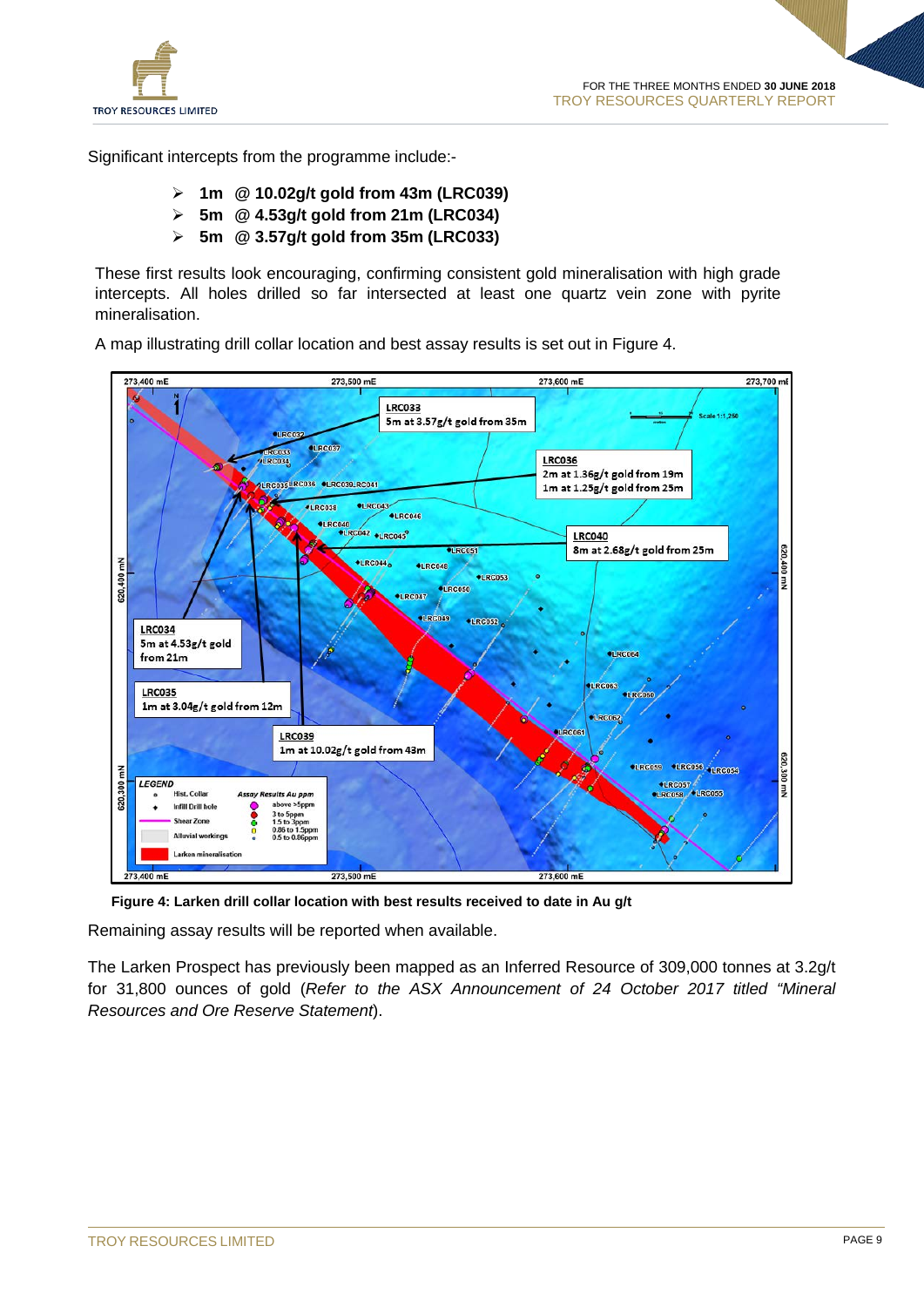Significant intercepts from the programme include:-

- **1m @ 10.02g/t gold from 43m (LRC039)**
- **5m @ 4.53g/t gold from 21m (LRC034)**
- **5m @ 3.57g/t gold from 35m (LRC033)**

These first results look encouraging, confirming consistent gold mineralisation with high grade intercepts. All holes drilled so far intersected at least one quartz vein zone with pyrite mineralisation.

A map illustrating drill collar location and best assay results is set out in Figure 4.

**Figure 4: Larken drill collar location with best results received to date in Au g/t**

Remaining assay results will be reported when available.

The Larken Prospect has previously been mapped as an Inferred Resource of 309,000 tonnes at 3.2g/t for 31,800 ounces of gold (*Refer to the ASX Announcement of 24 October 2017 titled "Mineral Resources and Ore Reserve Statement*).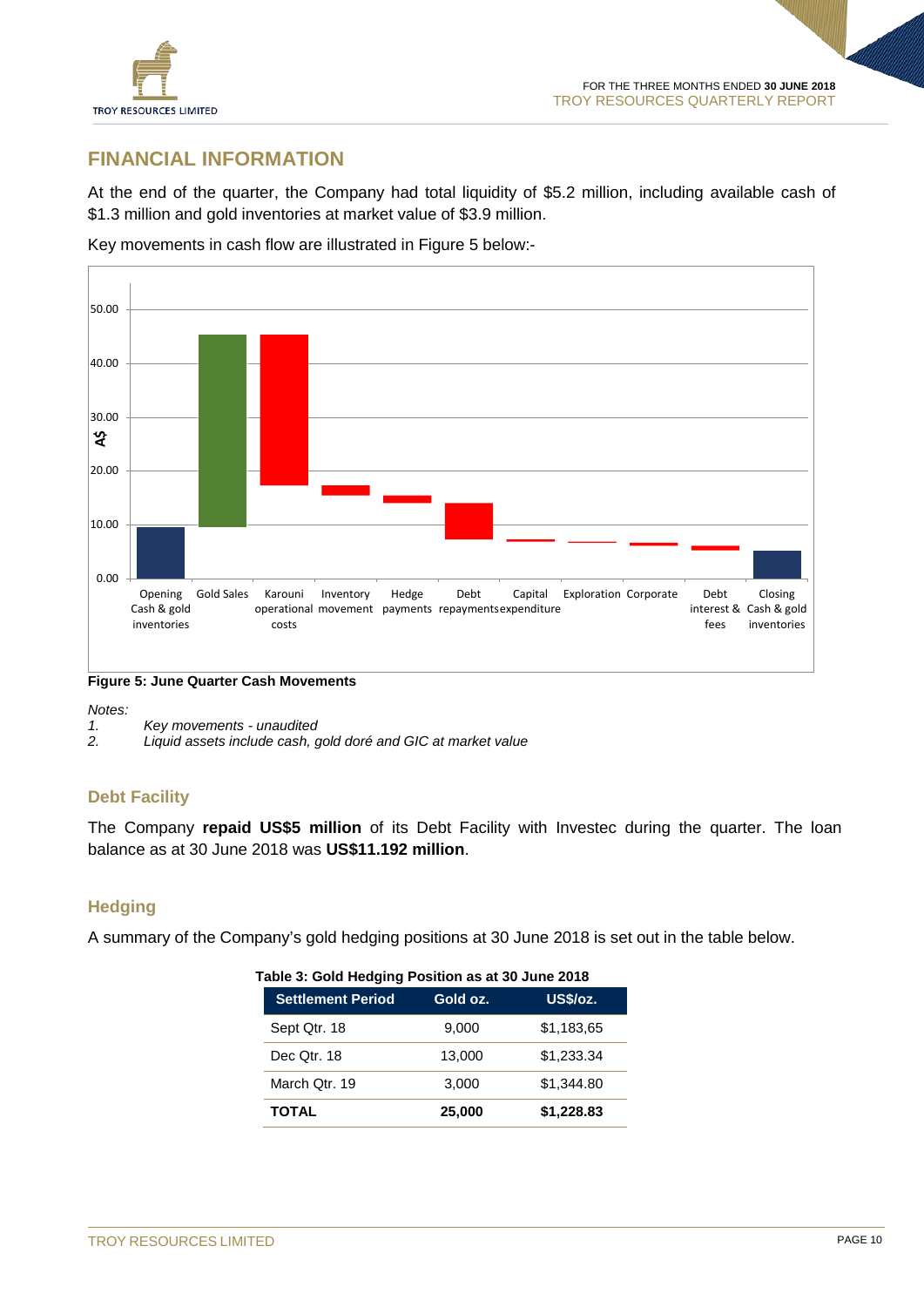## FINANCIAL INFORMATION

At the end of the quarter, the Company had total liquidity of $5.2 million, including available cash of $1.3 million and gold inventories at market value of $3.9 million.

Key movements in cash flow are illustrated in Figure 5 below:-

**Figure 5: June Quarter Cash Movements**

*Notes:*

1. *Key movements - unaudited*
2. *Liquid assets include cash, gold doré and GIC at market value*

### Debt Facility

The Company **repaid US$5 million** of its Debt Facility with Investec during the quarter. The loan balance as at 30 June 2018 was **US$11.192 million**.

### Hedging

A summary of the Company's gold hedging positions at 30 June 2018 is set out in the table below.

**Table 3: Gold Hedging Position as at 30 June 2018**

| Settlement Period | Gold oz. | US$/oz. |
|---|---|---|
| Sept Qtr. 18 | 9,000 | $1,183,65 |
| Dec Qtr. 18 | 13,000 | $1,233.34 |
| March Qtr. 19 | 3,000 | $1,344.80 |
| **TOTAL** | **25,000** | **$1,228.83** |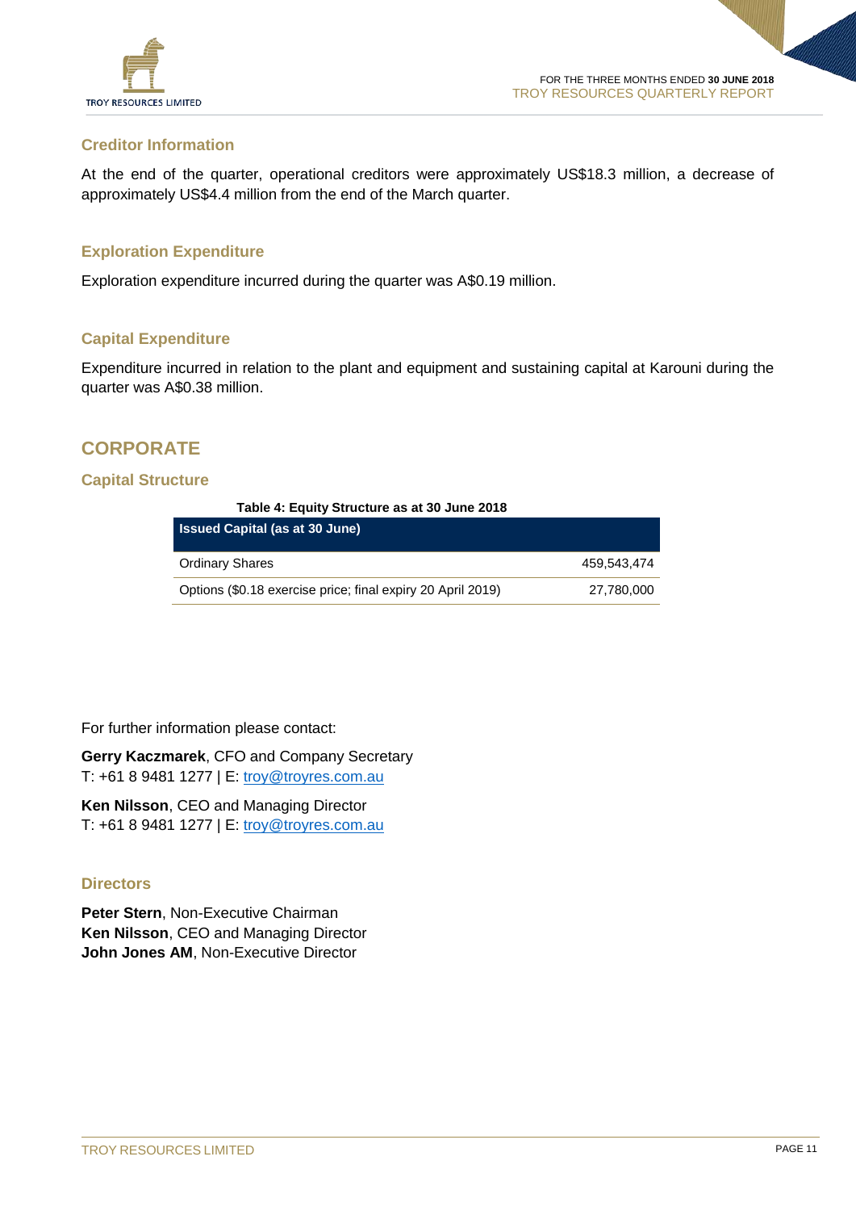### Creditor Information

At the end of the quarter, operational creditors were approximately US$18.3 million, a decrease of approximately US$4.4 million from the end of the March quarter.

### Exploration Expenditure

Exploration expenditure incurred during the quarter was A$0.19 million.

### Capital Expenditure

Expenditure incurred in relation to the plant and equipment and sustaining capital at Karouni during the quarter was A$0.38 million.

## CORPORATE

### Capital Structure

**Table 4: Equity Structure as at 30 June 2018**

| Issued Capital (as at 30 June) | |
|---|---|
| Ordinary Shares | 459,543,474 |
| Options ($0.18 exercise price; final expiry 20 April 2019) | 27,780,000 |

For further information please contact:

**Gerry Kaczmarek**, CFO and Company Secretary
T: +61 8 9481 1277 | E: troy@troyres.com.au

**Ken Nilsson**, CEO and Managing Director
T: +61 8 9481 1277 | E: troy@troyres.com.au

### Directors

**Peter Stern**, Non-Executive Chairman
**Ken Nilsson**, CEO and Managing Director
**John Jones AM**, Non-Executive Director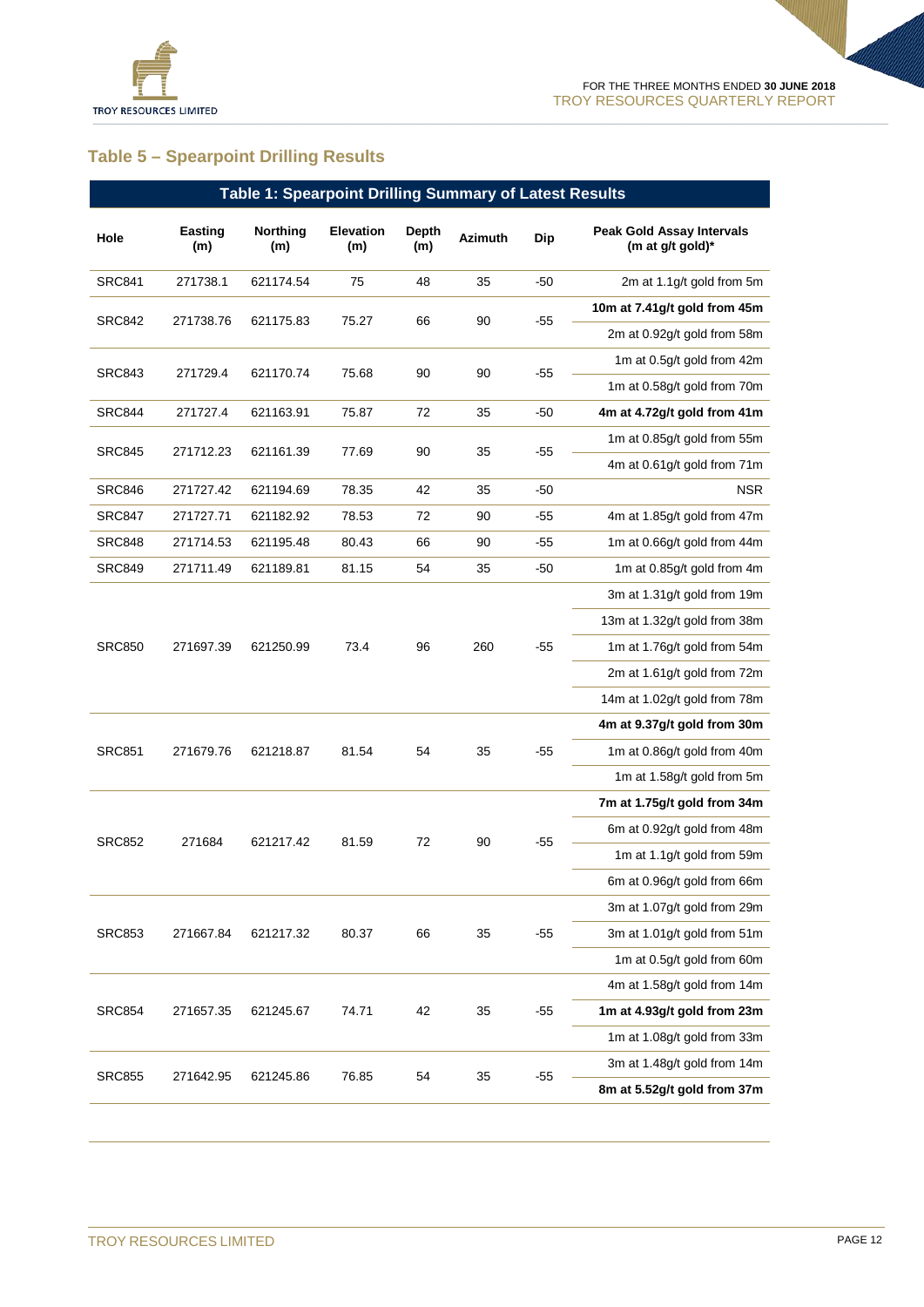## Table 5 – Spearpoint Drilling Results

| Table 1: Spearpoint Drilling Summary of Latest Results | | | | | | | |
|---|---|---|---|---|---|---|---|
| **Hole** | **Easting (m)** | **Northing (m)** | **Elevation (m)** | **Depth (m)** | **Azimuth** | **Dip** | **Peak Gold Assay Intervals (m at g/t gold)*** |
| SRC841 | 271738.1 | 621174.54 | 75 | 48 | 35 | -50 | 2m at 1.1g/t gold from 5m |
| SRC842 | 271738.76 | 621175.83 | 75.27 | 66 | 90 | -55 | **10m at 7.41g/t gold from 45m** |
| | | | | | | | 2m at 0.92g/t gold from 58m |
| SRC843 | 271729.4 | 621170.74 | 75.68 | 90 | 90 | -55 | 1m at 0.5g/t gold from 42m |
| | | | | | | | 1m at 0.58g/t gold from 70m |
| SRC844 | 271727.4 | 621163.91 | 75.87 | 72 | 35 | -50 | **4m at 4.72g/t gold from 41m** |
| SRC845 | 271712.23 | 621161.39 | 77.69 | 90 | 35 | -55 | 1m at 0.85g/t gold from 55m |
| | | | | | | | 4m at 0.61g/t gold from 71m |
| SRC846 | 271727.42 | 621194.69 | 78.35 | 42 | 35 | -50 | NSR |
| SRC847 | 271727.71 | 621182.92 | 78.53 | 72 | 90 | -55 | 4m at 1.85g/t gold from 47m |
| SRC848 | 271714.53 | 621195.48 | 80.43 | 66 | 90 | -55 | 1m at 0.66g/t gold from 44m |
| SRC849 | 271711.49 | 621189.81 | 81.15 | 54 | 35 | -50 | 1m at 0.85g/t gold from 4m |
| SRC850 | 271697.39 | 621250.99 | 73.4 | 96 | 260 | -55 | 3m at 1.31g/t gold from 19m |
| | | | | | | | 13m at 1.32g/t gold from 38m |
| | | | | | | | 1m at 1.76g/t gold from 54m |
| | | | | | | | 2m at 1.61g/t gold from 72m |
| | | | | | | | 14m at 1.02g/t gold from 78m |
| SRC851 | 271679.76 | 621218.87 | 81.54 | 54 | 35 | -55 | **4m at 9.37g/t gold from 30m** |
| | | | | | | | 1m at 0.86g/t gold from 40m |
| | | | | | | | 1m at 1.58g/t gold from 5m |
| SRC852 | 271684 | 621217.42 | 81.59 | 72 | 90 | -55 | **7m at 1.75g/t gold from 34m** |
| | | | | | | | 6m at 0.92g/t gold from 48m |
| | | | | | | | 1m at 1.1g/t gold from 59m |
| | | | | | | | 6m at 0.96g/t gold from 66m |
| SRC853 | 271667.84 | 621217.32 | 80.37 | 66 | 35 | -55 | 3m at 1.07g/t gold from 29m |
| | | | | | | | 3m at 1.01g/t gold from 51m |
| | | | | | | | 1m at 0.5g/t gold from 60m |
| SRC854 | 271657.35 | 621245.67 | 74.71 | 42 | 35 | -55 | 4m at 1.58g/t gold from 14m |
| | | | | | | | **1m at 4.93g/t gold from 23m** |
| | | | | | | | 1m at 1.08g/t gold from 33m |
| SRC855 | 271642.95 | 621245.86 | 76.85 | 54 | 35 | -55 | 3m at 1.48g/t gold from 14m |
| | | | | | | | **8m at 5.52g/t gold from 37m** |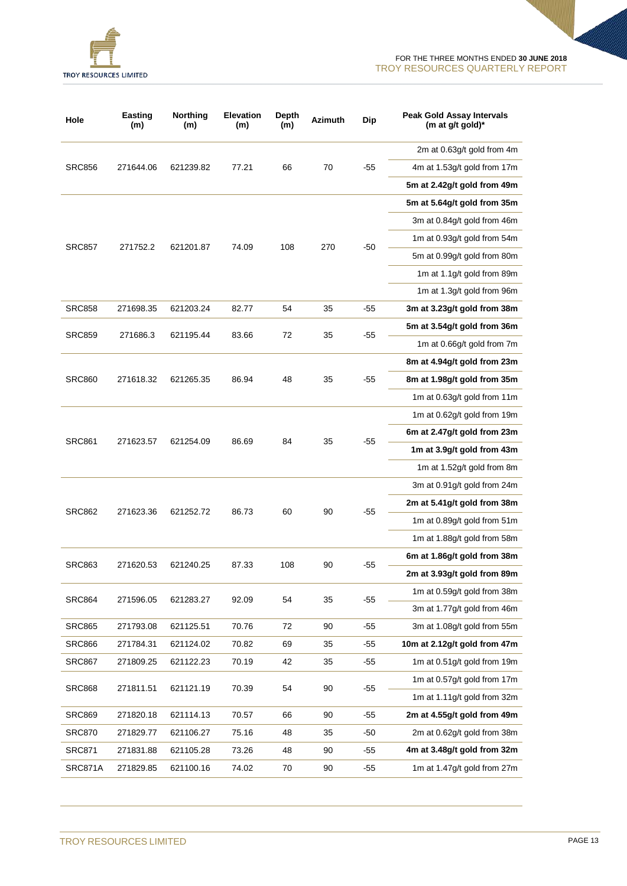| Hole | Easting (m) | Northing (m) | Elevation (m) | Depth (m) | Azimuth | Dip | Peak Gold Assay Intervals (m at g/t gold)* |
|---|---|---|---|---|---|---|---|
| SRC856 | 271644.06 | 621239.82 | 77.21 | 66 | 70 | -55 | 2m at 0.63g/t gold from 4m |
| | | | | | | | 4m at 1.53g/t gold from 17m |
| | | | | | | | **5m at 2.42g/t gold from 49m** |
| SRC857 | 271752.2 | 621201.87 | 74.09 | 108 | 270 | -50 | **5m at 5.64g/t gold from 35m** |
| | | | | | | | 3m at 0.84g/t gold from 46m |
| | | | | | | | 1m at 0.93g/t gold from 54m |
| | | | | | | | 5m at 0.99g/t gold from 80m |
| | | | | | | | 1m at 1.1g/t gold from 89m |
| | | | | | | | 1m at 1.3g/t gold from 96m |
| SRC858 | 271698.35 | 621203.24 | 82.77 | 54 | 35 | -55 | **3m at 3.23g/t gold from 38m** |
| SRC859 | 271686.3 | 621195.44 | 83.66 | 72 | 35 | -55 | **5m at 3.54g/t gold from 36m** |
| | | | | | | | 1m at 0.66g/t gold from 7m |
| SRC860 | 271618.32 | 621265.35 | 86.94 | 48 | 35 | -55 | **8m at 4.94g/t gold from 23m** |
| | | | | | | | **8m at 1.98g/t gold from 35m** |
| | | | | | | | 1m at 0.63g/t gold from 11m |
| SRC861 | 271623.57 | 621254.09 | 86.69 | 84 | 35 | -55 | 1m at 0.62g/t gold from 19m |
| | | | | | | | **6m at 2.47g/t gold from 23m** |
| | | | | | | | **1m at 3.9g/t gold from 43m** |
| SRC862 | 271623.36 | 621252.72 | 86.73 | 60 | 90 | -55 | 1m at 1.52g/t gold from 8m |
| | | | | | | | 3m at 0.91g/t gold from 24m |
| | | | | | | | **2m at 5.41g/t gold from 38m** |
| | | | | | | | 1m at 0.89g/t gold from 51m |
| | | | | | | | 1m at 1.88g/t gold from 58m |
| SRC863 | 271620.53 | 621240.25 | 87.33 | 108 | 90 | -55 | **6m at 1.86g/t gold from 38m** |
| | | | | | | | **2m at 3.93g/t gold from 89m** |
| SRC864 | 271596.05 | 621283.27 | 92.09 | 54 | 35 | -55 | 1m at 0.59g/t gold from 38m |
| | | | | | | | 3m at 1.77g/t gold from 46m |
| SRC865 | 271793.08 | 621125.51 | 70.76 | 72 | 90 | -55 | 3m at 1.08g/t gold from 55m |
| SRC866 | 271784.31 | 621124.02 | 70.82 | 69 | 35 | -55 | **10m at 2.12g/t gold from 47m** |
| SRC867 | 271809.25 | 621122.23 | 70.19 | 42 | 35 | -55 | 1m at 0.51g/t gold from 19m |
| SRC868 | 271811.51 | 621121.19 | 70.39 | 54 | 90 | -55 | 1m at 0.57g/t gold from 17m |
| | | | | | | | 1m at 1.11g/t gold from 32m |
| SRC869 | 271820.18 | 621114.13 | 70.57 | 66 | 90 | -55 | **2m at 4.55g/t gold from 49m** |
| SRC870 | 271829.77 | 621106.27 | 75.16 | 48 | 35 | -50 | 2m at 0.62g/t gold from 38m |
| SRC871 | 271831.88 | 621105.28 | 73.26 | 48 | 90 | -55 | **4m at 3.48g/t gold from 32m** |
| SRC871A | 271829.85 | 621100.16 | 74.02 | 70 | 90 | -55 | 1m at 1.47g/t gold from 27m |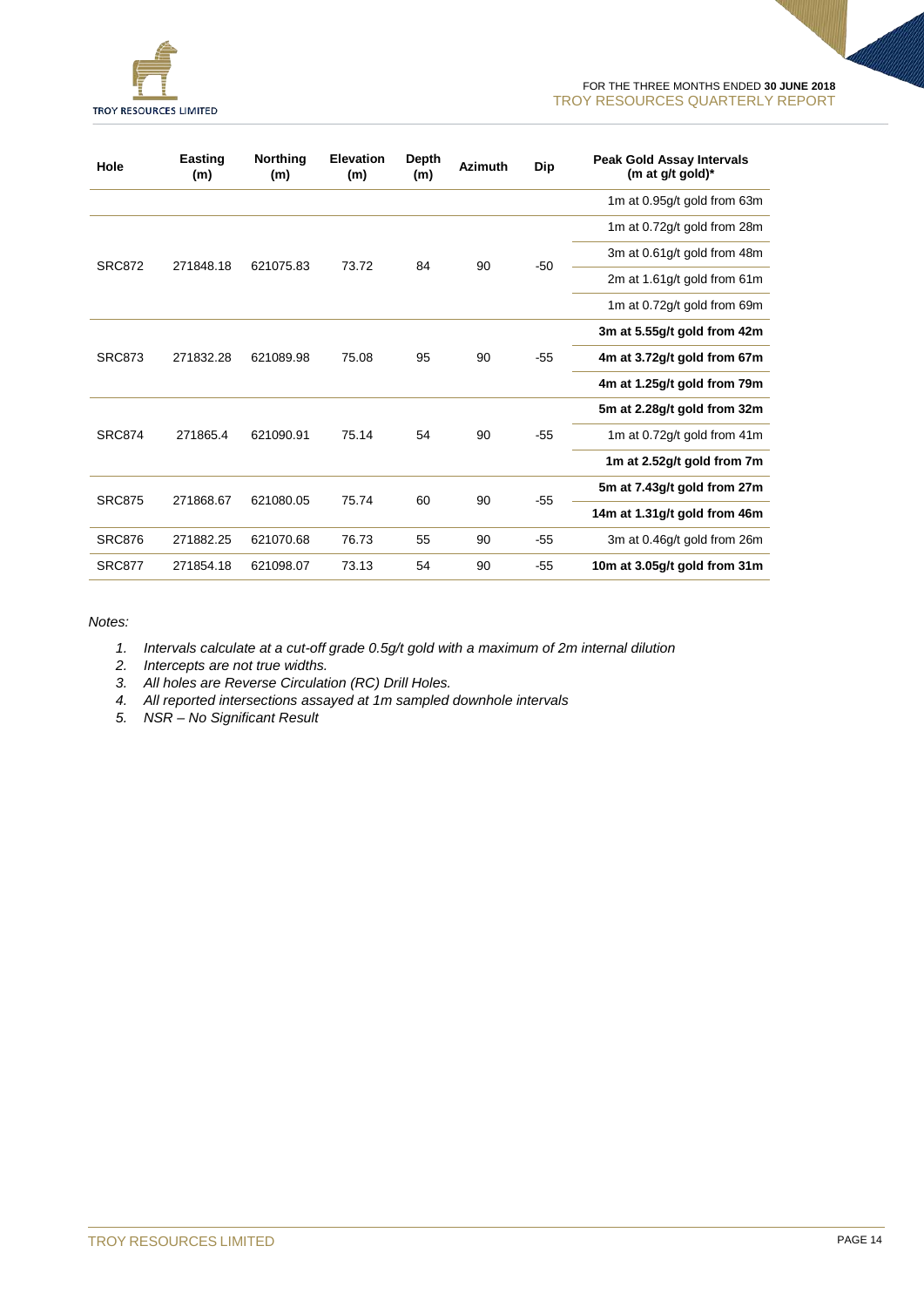| Hole | Easting (m) | Northing (m) | Elevation (m) | Depth (m) | Azimuth | Dip | Peak Gold Assay Intervals (m at g/t gold)* |
|---|---|---|---|---|---|---|---|
| | | | | | | | 1m at 0.95g/t gold from 63m |
| SRC872 | 271848.18 | 621075.83 | 73.72 | 84 | 90 | -50 | 1m at 0.72g/t gold from 28m |
| | | | | | | | 3m at 0.61g/t gold from 48m |
| | | | | | | | 2m at 1.61g/t gold from 61m |
| | | | | | | | 1m at 0.72g/t gold from 69m |
| SRC873 | 271832.28 | 621089.98 | 75.08 | 95 | 90 | -55 | **3m at 5.55g/t gold from 42m** |
| | | | | | | | **4m at 3.72g/t gold from 67m** |
| | | | | | | | **4m at 1.25g/t gold from 79m** |
| SRC874 | 271865.4 | 621090.91 | 75.14 | 54 | 90 | -55 | **5m at 2.28g/t gold from 32m** |
| | | | | | | | 1m at 0.72g/t gold from 41m |
| | | | | | | | **1m at 2.52g/t gold from 7m** |
| SRC875 | 271868.67 | 621080.05 | 75.74 | 60 | 90 | -55 | **5m at 7.43g/t gold from 27m** |
| | | | | | | | **14m at 1.31g/t gold from 46m** |
| SRC876 | 271882.25 | 621070.68 | 76.73 | 55 | 90 | -55 | 3m at 0.46g/t gold from 26m |
| SRC877 | 271854.18 | 621098.07 | 73.13 | 54 | 90 | -55 | **10m at 3.05g/t gold from 31m** |

*Notes:*

1. *Intervals calculate at a cut-off grade 0.5g/t gold with a maximum of 2m internal dilution*
2. *Intercepts are not true widths.*
3. *All holes are Reverse Circulation (RC) Drill Holes.*
4. *All reported intersections assayed at 1m sampled downhole intervals*
5. *NSR – No Significant Result*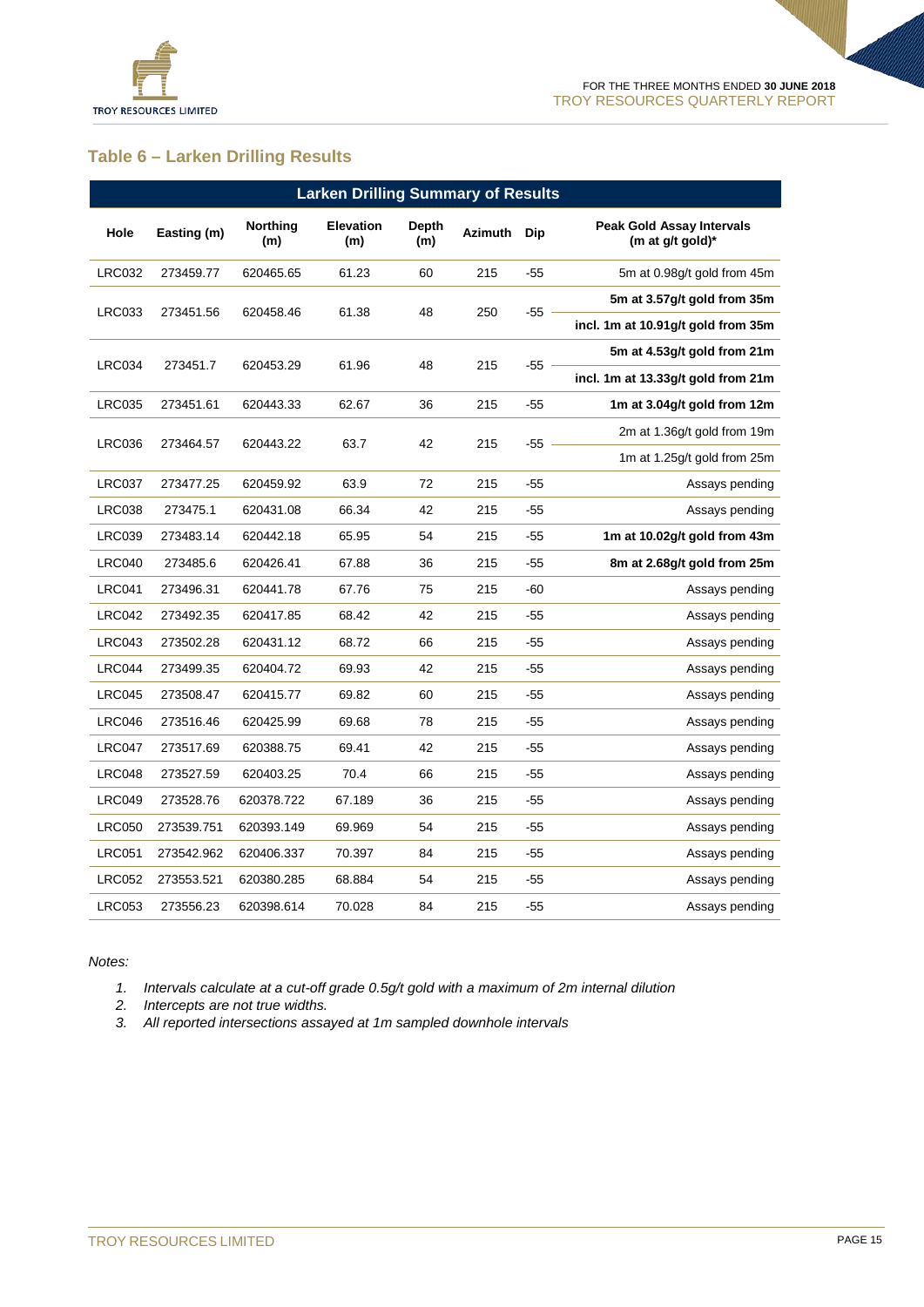## Table 6 – Larken Drilling Results

| Larken Drilling Summary of Results | | | | | | | |
|---|---|---|---|---|---|---|---|
| **Hole** | **Easting (m)** | **Northing (m)** | **Elevation (m)** | **Depth (m)** | **Azimuth** | **Dip** | **Peak Gold Assay Intervals (m at g/t gold)*** |
| LRC032 | 273459.77 | 620465.65 | 61.23 | 60 | 215 | -55 | 5m at 0.98g/t gold from 45m |
| LRC033 | 273451.56 | 620458.46 | 61.38 | 48 | 250 | -55 | **5m at 3.57g/t gold from 35m** |
| | | | | | | | **incl. 1m at 10.91g/t gold from 35m** |
| LRC034 | 273451.7 | 620453.29 | 61.96 | 48 | 215 | -55 | **5m at 4.53g/t gold from 21m** |
| | | | | | | | **incl. 1m at 13.33g/t gold from 21m** |
| LRC035 | 273451.61 | 620443.33 | 62.67 | 36 | 215 | -55 | **1m at 3.04g/t gold from 12m** |
| LRC036 | 273464.57 | 620443.22 | 63.7 | 42 | 215 | -55 | 2m at 1.36g/t gold from 19m |
| | | | | | | | 1m at 1.25g/t gold from 25m |
| LRC037 | 273477.25 | 620459.92 | 63.9 | 72 | 215 | -55 | Assays pending |
| LRC038 | 273475.1 | 620431.08 | 66.34 | 42 | 215 | -55 | Assays pending |
| LRC039 | 273483.14 | 620442.18 | 65.95 | 54 | 215 | -55 | **1m at 10.02g/t gold from 43m** |
| LRC040 | 273485.6 | 620426.41 | 67.88 | 36 | 215 | -55 | **8m at 2.68g/t gold from 25m** |
| LRC041 | 273496.31 | 620441.78 | 67.76 | 75 | 215 | -60 | Assays pending |
| LRC042 | 273492.35 | 620417.85 | 68.42 | 42 | 215 | -55 | Assays pending |
| LRC043 | 273502.28 | 620431.12 | 68.72 | 66 | 215 | -55 | Assays pending |
| LRC044 | 273499.35 | 620404.72 | 69.93 | 42 | 215 | -55 | Assays pending |
| LRC045 | 273508.47 | 620415.77 | 69.82 | 60 | 215 | -55 | Assays pending |
| LRC046 | 273516.46 | 620425.99 | 69.68 | 78 | 215 | -55 | Assays pending |
| LRC047 | 273517.69 | 620388.75 | 69.41 | 42 | 215 | -55 | Assays pending |
| LRC048 | 273527.59 | 620403.25 | 70.4 | 66 | 215 | -55 | Assays pending |
| LRC049 | 273528.76 | 620378.722 | 67.189 | 36 | 215 | -55 | Assays pending |
| LRC050 | 273539.751 | 620393.149 | 69.969 | 54 | 215 | -55 | Assays pending |
| LRC051 | 273542.962 | 620406.337 | 70.397 | 84 | 215 | -55 | Assays pending |
| LRC052 | 273553.521 | 620380.285 | 68.884 | 54 | 215 | -55 | Assays pending |
| LRC053 | 273556.23 | 620398.614 | 70.028 | 84 | 215 | -55 | Assays pending |

*Notes:*

1. *Intervals calculate at a cut-off grade 0.5g/t gold with a maximum of 2m internal dilution*
2. *Intercepts are not true widths.*
3. *All reported intersections assayed at 1m sampled downhole intervals*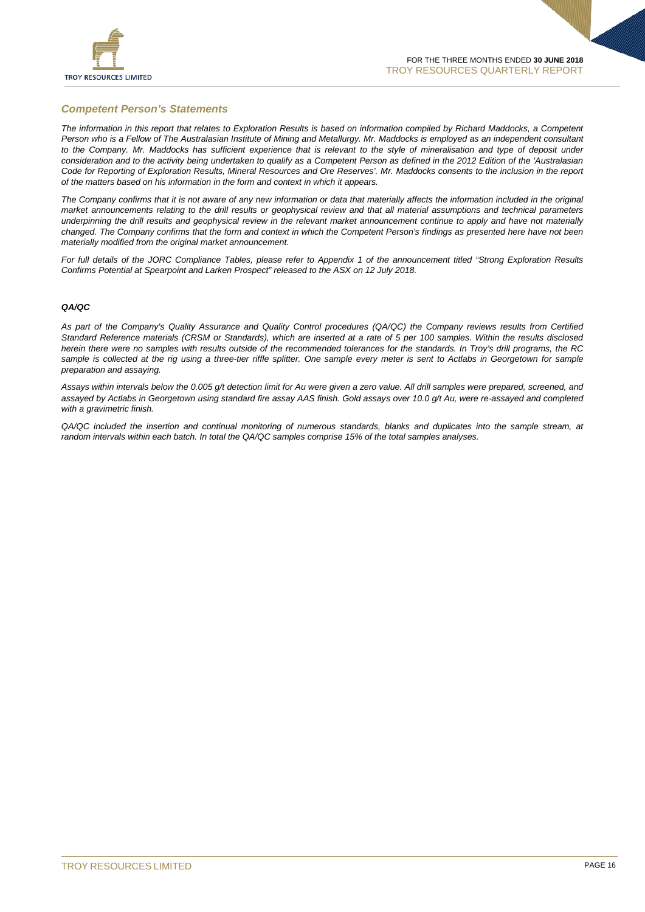### *Competent Person's Statements*

*The information in this report that relates to Exploration Results is based on information compiled by Richard Maddocks, a Competent Person who is a Fellow of The Australasian Institute of Mining and Metallurgy. Mr. Maddocks is employed as an independent consultant to the Company. Mr. Maddocks has sufficient experience that is relevant to the style of mineralisation and type of deposit under consideration and to the activity being undertaken to qualify as a Competent Person as defined in the 2012 Edition of the 'Australasian Code for Reporting of Exploration Results, Mineral Resources and Ore Reserves'. Mr. Maddocks consents to the inclusion in the report of the matters based on his information in the form and context in which it appears.*

*The Company confirms that it is not aware of any new information or data that materially affects the information included in the original market announcements relating to the drill results or geophysical review and that all material assumptions and technical parameters underpinning the drill results and geophysical review in the relevant market announcement continue to apply and have not materially changed. The Company confirms that the form and context in which the Competent Person's findings as presented here have not been materially modified from the original market announcement.*

*For full details of the JORC Compliance Tables, please refer to Appendix 1 of the announcement titled "Strong Exploration Results Confirms Potential at Spearpoint and Larken Prospect" released to the ASX on 12 July 2018.*

#### ***QA/QC***

*As part of the Company's Quality Assurance and Quality Control procedures (QA/QC) the Company reviews results from Certified Standard Reference materials (CRSM or Standards), which are inserted at a rate of 5 per 100 samples. Within the results disclosed herein there were no samples with results outside of the recommended tolerances for the standards. In Troy's drill programs, the RC sample is collected at the rig using a three-tier riffle splitter. One sample every meter is sent to Actlabs in Georgetown for sample preparation and assaying.*

*Assays within intervals below the 0.005 g/t detection limit for Au were given a zero value. All drill samples were prepared, screened, and assayed by Actlabs in Georgetown using standard fire assay AAS finish. Gold assays over 10.0 g/t Au, were re-assayed and completed with a gravimetric finish.*

*QA/QC included the insertion and continual monitoring of numerous standards, blanks and duplicates into the sample stream, at random intervals within each batch. In total the QA/QC samples comprise 15% of the total samples analyses.*